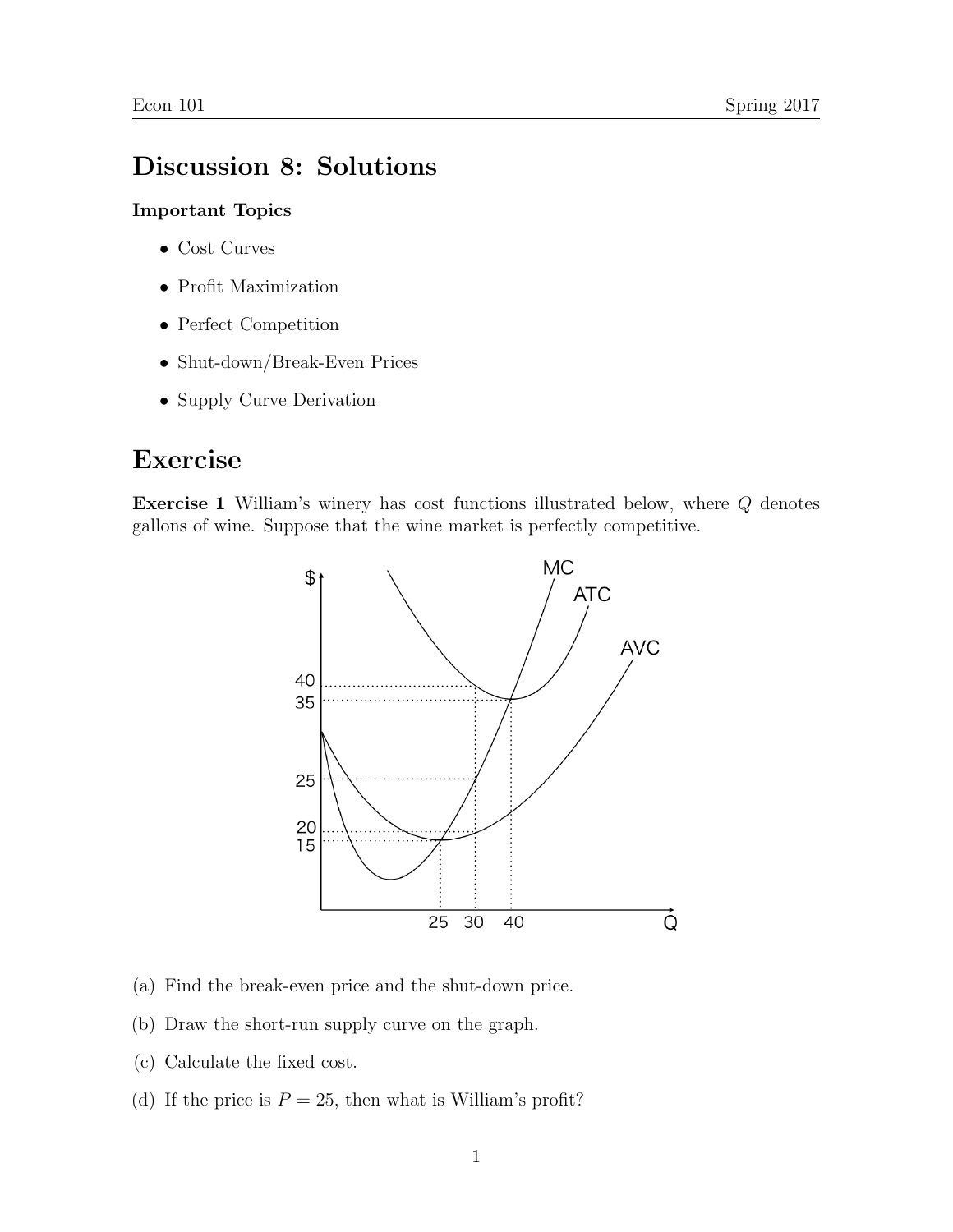# Discussion 8: Solutions

**Important Topics**

- Cost Curves
- Profit Maximization
- Perfect Competition
- Shut-down/Break-Even Prices
- Supply Curve Derivation

# Exercise

**Exercise 1** William's winery has cost functions illustrated below, where $Q$ denotes gallons of wine. Suppose that the wine market is perfectly competitive.

(a) Find the break-even price and the shut-down price.

(b) Draw the short-run supply curve on the graph.

(c) Calculate the fixed cost.

(d) If the price is $P = 25$, then what is William's profit?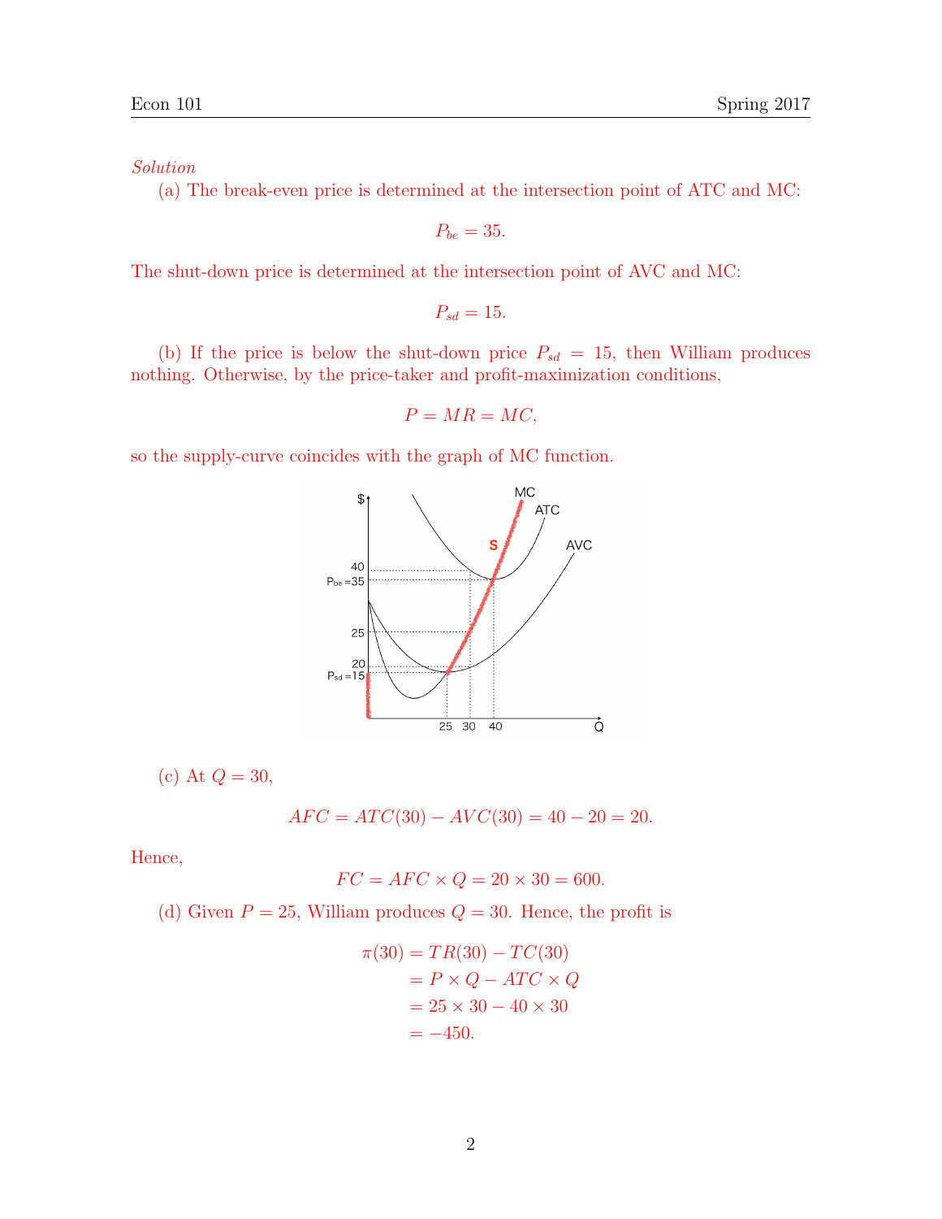*Solution*

(a) The break-even price is determined at the intersection point of ATC and MC:

$$P_{be} = 35.$$

The shut-down price is determined at the intersection point of AVC and MC:

$$P_{sd} = 15.$$

(b) If the price is below the shut-down price $P_{sd} = 15$, then William produces nothing. Otherwise, by the price-taker and profit-maximization conditions,

$$P = MR = MC,$$

so the supply-curve coincides with the graph of MC function.

(c) At $Q = 30$,

$$AFC = ATC(30) - AVC(30) = 40 - 20 = 20.$$

Hence,

$$FC = AFC \times Q = 20 \times 30 = 600.$$

(d) Given $P = 25$, William produces $Q = 30$. Hence, the profit is

$$\begin{aligned}
\pi(30) &= TR(30) - TC(30) \\
&= P \times Q - ATC \times Q \\
&= 25 \times 30 - 40 \times 30 \\
&= -450.
\end{aligned}$$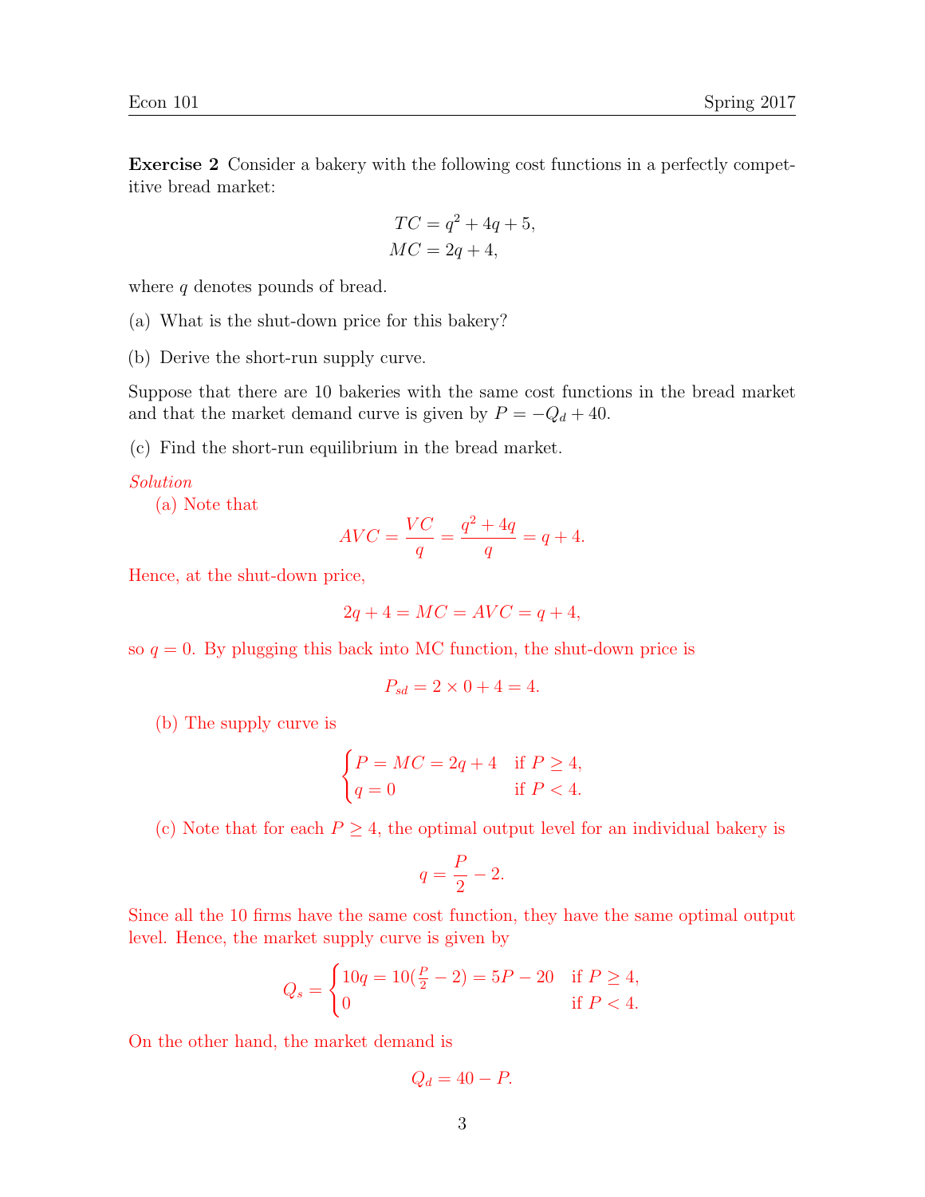**Exercise 2** Consider a bakery with the following cost functions in a perfectly competitive bread market:

$$TC = q^2 + 4q + 5,$$
$$MC = 2q + 4,$$

where $q$ denotes pounds of bread.

(a) What is the shut-down price for this bakery?

(b) Derive the short-run supply curve.

Suppose that there are 10 bakeries with the same cost functions in the bread market and that the market demand curve is given by $P = -Q_d + 40$.

(c) Find the short-run equilibrium in the bread market.

*Solution*

(a) Note that

$$AVC = \frac{VC}{q} = \frac{q^2 + 4q}{q} = q + 4.$$

Hence, at the shut-down price,

$$2q + 4 = MC = AVC = q + 4,$$

so $q = 0$. By plugging this back into MC function, the shut-down price is

$$P_{sd} = 2 \times 0 + 4 = 4.$$

(b) The supply curve is

$$\begin{cases} P = MC = 2q + 4 & \text{if } P \geq 4, \\ q = 0 & \text{if } P < 4. \end{cases}$$

(c) Note that for each $P \geq 4$, the optimal output level for an individual bakery is

$$q = \frac{P}{2} - 2.$$

Since all the 10 firms have the same cost function, they have the same optimal output level. Hence, the market supply curve is given by

$$Q_s = \begin{cases} 10q = 10(\frac{P}{2} - 2) = 5P - 20 & \text{if } P \geq 4, \\ 0 & \text{if } P < 4. \end{cases}$$

On the other hand, the market demand is

$$Q_d = 40 - P.$$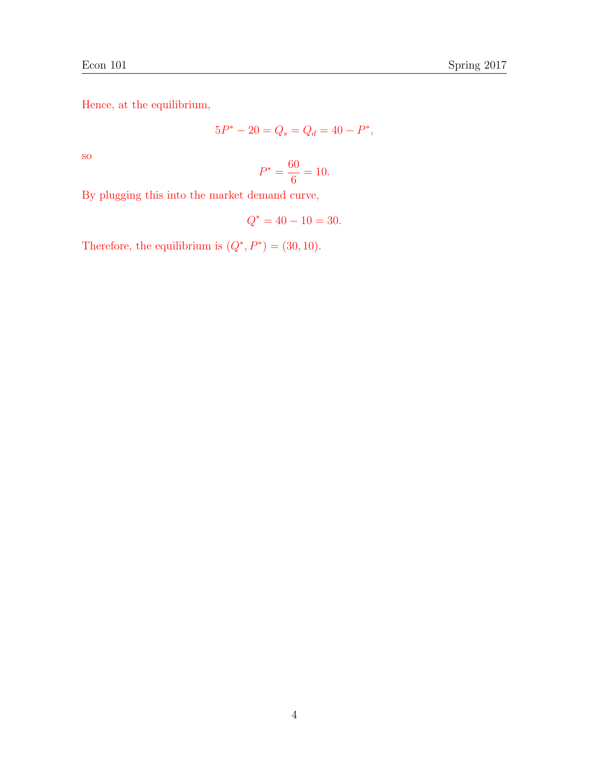Hence, at the equilibrium,

$$5P^* - 20 = Q_s = Q_d = 40 - P^*,$$

so

$$P^* = \frac{60}{6} = 10.$$

By plugging this into the market demand curve,

$$Q^* = 40 - 10 = 30.$$

Therefore, the equilibrium is $(Q^*, P^*) = (30, 10)$.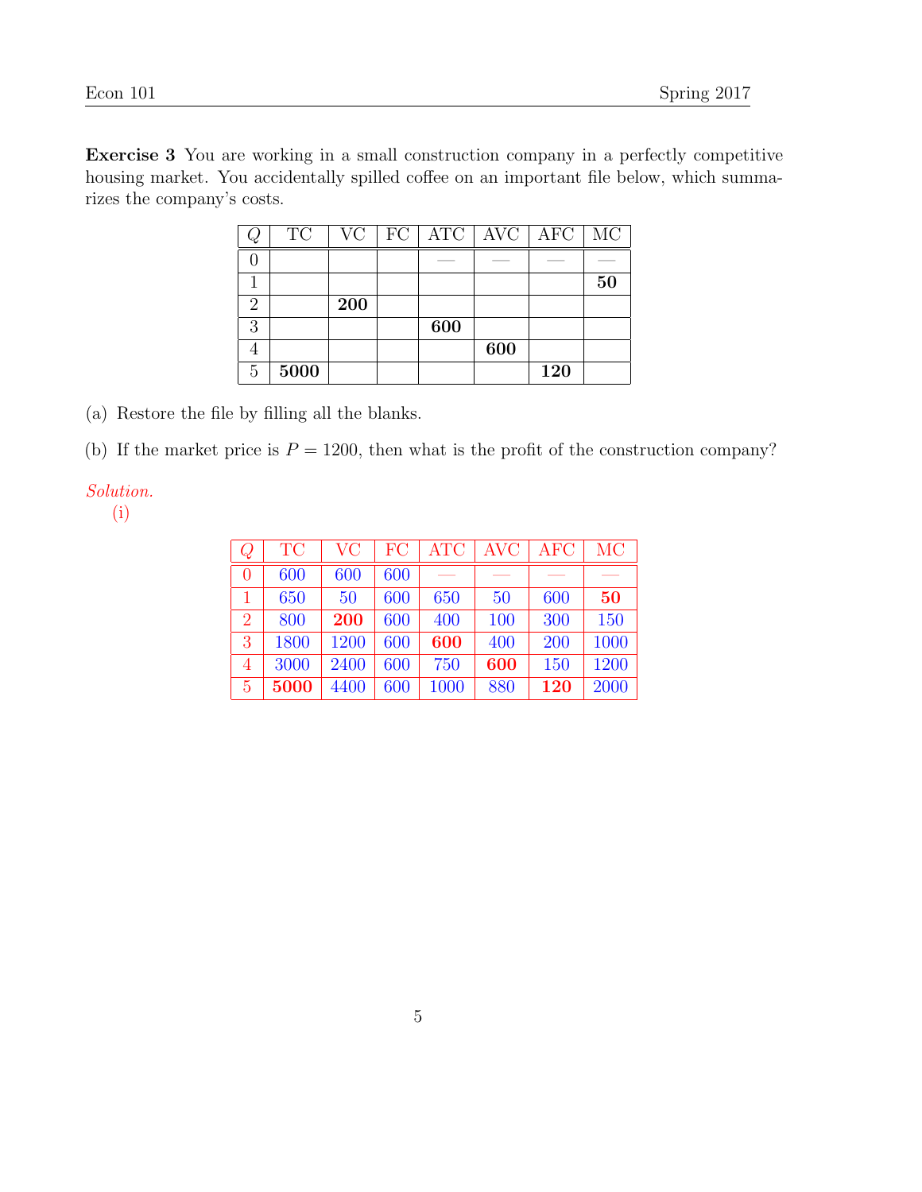**Exercise 3** You are working in a small construction company in a perfectly competitive housing market. You accidentally spilled coffee on an important file below, which summarizes the company's costs.

| $Q$ | TC | VC | FC | ATC | AVC | AFC | MC |
|---|---|---|---|---|---|---|---|
| 0 | | | | — | — | — | — |
| 1 | | | | | | | **50** |
| 2 | | **200** | | | | | |
| 3 | | | | **600** | | | |
| 4 | | | | | **600** | | |
| 5 | **5000** | | | | | **120** | |

(a) Restore the file by filling all the blanks.

(b) If the market price is $P = 1200$, then what is the profit of the construction company?

*Solution.*

(i)

| $Q$ | TC | VC | FC | ATC | AVC | AFC | MC |
|---|---|---|---|---|---|---|---|
| 0 | 600 | 600 | 600 | — | — | — | — |
| 1 | 650 | 50 | 600 | 650 | 50 | 600 | **50** |
| 2 | 800 | **200** | 600 | 400 | 100 | 300 | 150 |
| 3 | 1800 | 1200 | 600 | **600** | 400 | 200 | 1000 |
| 4 | 3000 | 2400 | 600 | 750 | **600** | 150 | 1200 |
| 5 | **5000** | 4400 | 600 | 1000 | 880 | **120** | 2000 |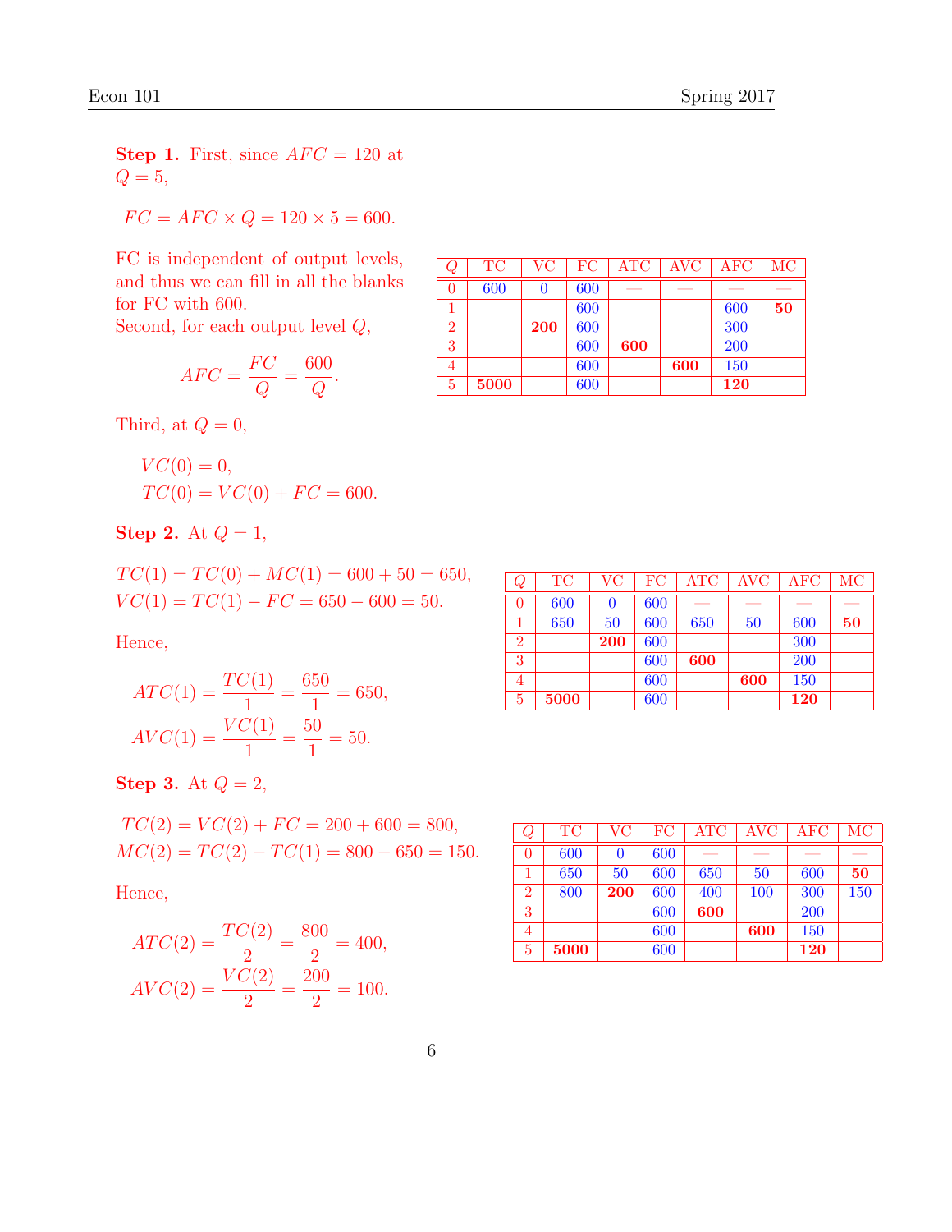**Step 1.** First, since $AFC = 120$ at $Q = 5$,

$$FC = AFC \times Q = 120 \times 5 = 600.$$

FC is independent of output levels, and thus we can fill in all the blanks for FC with 600.
Second, for each output level $Q$,

$$AFC = \frac{FC}{Q} = \frac{600}{Q}.$$

| $Q$ | TC | VC | FC | ATC | AVC | AFC | MC |
|---|---|---|---|---|---|---|---|
| 0 | 600 | 0 | 600 | — | — | — | — |
| 1 | | | 600 | | | 600 | **50** |
| 2 | | **200** | 600 | | | 300 | |
| 3 | | | 600 | **600** | | 200 | |
| 4 | | | 600 | | **600** | 150 | |
| 5 | **5000** | | 600 | | | **120** | |

Third, at $Q = 0$,

$$VC(0) = 0,$$
$$TC(0) = VC(0) + FC = 600.$$

**Step 2.** At $Q = 1$,

$$TC(1) = TC(0) + MC(1) = 600 + 50 = 650,$$
$$VC(1) = TC(1) - FC = 650 - 600 = 50.$$

Hence,

$$ATC(1) = \frac{TC(1)}{1} = \frac{650}{1} = 650,$$
$$AVC(1) = \frac{VC(1)}{1} = \frac{50}{1} = 50.$$

| $Q$ | TC | VC | FC | ATC | AVC | AFC | MC |
|---|---|---|---|---|---|---|---|
| 0 | 600 | 0 | 600 | — | — | — | — |
| 1 | 650 | 50 | 600 | 650 | 50 | 600 | **50** |
| 2 | | **200** | 600 | | | 300 | |
| 3 | | | 600 | **600** | | 200 | |
| 4 | | | 600 | | **600** | 150 | |
| 5 | **5000** | | 600 | | | **120** | |

**Step 3.** At $Q = 2$,

$$TC(2) = VC(2) + FC = 200 + 600 = 800,$$
$$MC(2) = TC(2) - TC(1) = 800 - 650 = 150.$$

Hence,

$$ATC(2) = \frac{TC(2)}{2} = \frac{800}{2} = 400,$$
$$AVC(2) = \frac{VC(2)}{2} = \frac{200}{2} = 100.$$

| $Q$ | TC | VC | FC | ATC | AVC | AFC | MC |
|---|---|---|---|---|---|---|---|
| 0 | 600 | 0 | 600 | — | — | — | — |
| 1 | 650 | 50 | 600 | 650 | 50 | 600 | **50** |
| 2 | 800 | **200** | 600 | 400 | 100 | 300 | 150 |
| 3 | | | 600 | **600** | | 200 | |
| 4 | | | 600 | | **600** | 150 | |
| 5 | **5000** | | 600 | | | **120** | |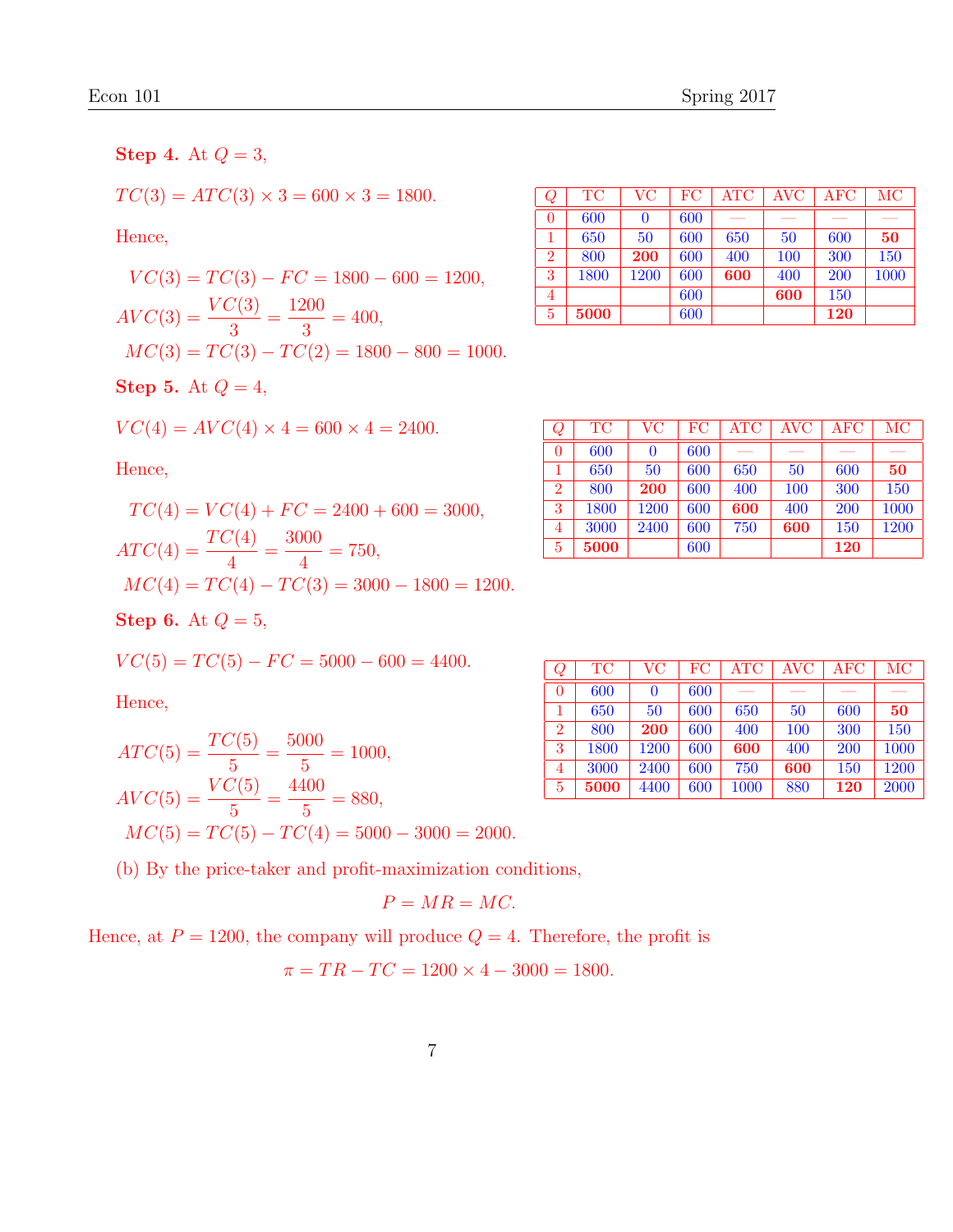**Step 4.** At $Q = 3$,

$TC(3) = ATC(3) \times 3 = 600 \times 3 = 1800.$

Hence,

$$VC(3) = TC(3) - FC = 1800 - 600 = 1200,$$
$$AVC(3) = \frac{VC(3)}{3} = \frac{1200}{3} = 400,$$
$$MC(3) = TC(3) - TC(2) = 1800 - 800 = 1000.$$

| $Q$ | TC | VC | FC | ATC | AVC | AFC | MC |
|---|---|---|---|---|---|---|---|
| 0 | 600 | 0 | 600 | — | — | — | — |
| 1 | 650 | 50 | 600 | 650 | 50 | 600 | **50** |
| 2 | 800 | **200** | 600 | 400 | 100 | 300 | 150 |
| 3 | 1800 | 1200 | 600 | **600** | 400 | 200 | 1000 |
| 4 | | | 600 | | **600** | 150 | |
| 5 | **5000** | | 600 | | | **120** | |

**Step 5.** At $Q = 4$,

$VC(4) = AVC(4) \times 4 = 600 \times 4 = 2400.$

Hence,

$$TC(4) = VC(4) + FC = 2400 + 600 = 3000,$$
$$ATC(4) = \frac{TC(4)}{4} = \frac{3000}{4} = 750,$$
$$MC(4) = TC(4) - TC(3) = 3000 - 1800 = 1200.$$

| $Q$ | TC | VC | FC | ATC | AVC | AFC | MC |
|---|---|---|---|---|---|---|---|
| 0 | 600 | 0 | 600 | — | — | — | — |
| 1 | 650 | 50 | 600 | 650 | 50 | 600 | **50** |
| 2 | 800 | **200** | 600 | 400 | 100 | 300 | 150 |
| 3 | 1800 | 1200 | 600 | **600** | 400 | 200 | 1000 |
| 4 | 3000 | 2400 | 600 | 750 | **600** | 150 | 1200 |
| 5 | **5000** | | 600 | | | **120** | |

**Step 6.** At $Q = 5$,

$VC(5) = TC(5) - FC = 5000 - 600 = 4400.$

Hence,

$$ATC(5) = \frac{TC(5)}{5} = \frac{5000}{5} = 1000,$$
$$AVC(5) = \frac{VC(5)}{5} = \frac{4400}{5} = 880,$$
$$MC(5) = TC(5) - TC(4) = 5000 - 3000 = 2000.$$

| $Q$ | TC | VC | FC | ATC | AVC | AFC | MC |
|---|---|---|---|---|---|---|---|
| 0 | 600 | 0 | 600 | — | — | — | — |
| 1 | 650 | 50 | 600 | 650 | 50 | 600 | **50** |
| 2 | 800 | **200** | 600 | 400 | 100 | 300 | 150 |
| 3 | 1800 | 1200 | 600 | **600** | 400 | 200 | 1000 |
| 4 | 3000 | 2400 | 600 | 750 | **600** | 150 | 1200 |
| 5 | **5000** | 4400 | 600 | 1000 | 880 | **120** | 2000 |

(b) By the price-taker and profit-maximization conditions,

$$P = MR = MC.$$

Hence, at $P = 1200$, the company will produce $Q = 4$. Therefore, the profit is

$$\pi = TR - TC = 1200 \times 4 - 3000 = 1800.$$